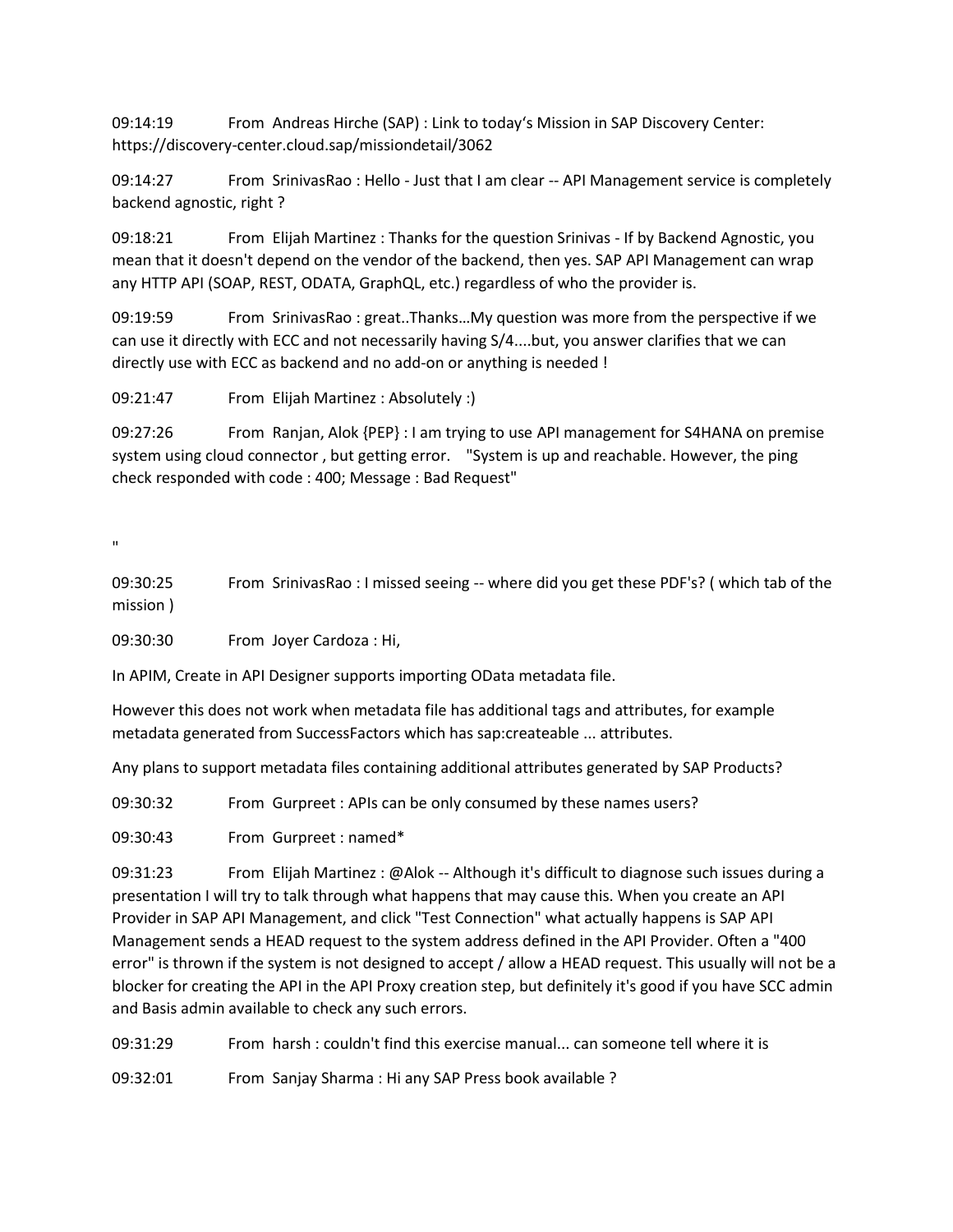09:14:19 From Andreas Hirche (SAP) : Link to today's Mission in SAP Discovery Center: https://discovery-center.cloud.sap/missiondetail/3062

09:14:27 From SrinivasRao : Hello - Just that I am clear -- API Management service is completely backend agnostic, right ?

09:18:21 From Elijah Martinez : Thanks for the question Srinivas - If by Backend Agnostic, you mean that it doesn't depend on the vendor of the backend, then yes. SAP API Management can wrap any HTTP API (SOAP, REST, ODATA, GraphQL, etc.) regardless of who the provider is.

09:19:59 From SrinivasRao : great..Thanks…My question was more from the perspective if we can use it directly with ECC and not necessarily having S/4....but, you answer clarifies that we can directly use with ECC as backend and no add-on or anything is needed !

09:21:47 From Elijah Martinez : Absolutely :)

09:27:26 From Ranjan, Alok {PEP} : I am trying to use API management for S4HANA on premise system using cloud connector , but getting error. "System is up and reachable. However, the ping check responded with code : 400; Message : Bad Request"

"

09:30:25 From SrinivasRao : I missed seeing -- where did you get these PDF's? ( which tab of the mission )

09:30:30 From Joyer Cardoza : Hi,

In APIM, Create in API Designer supports importing OData metadata file.

However this does not work when metadata file has additional tags and attributes, for example metadata generated from SuccessFactors which has sap:createable ... attributes.

Any plans to support metadata files containing additional attributes generated by SAP Products?

09:30:32 From Gurpreet : APIs can be only consumed by these names users?

09:30:43 From Gurpreet : named*

09:31:23 From Elijah Martinez : @Alok -- Although it's difficult to diagnose such issues during a presentation I will try to talk through what happens that may cause this. When you create an API Provider in SAP API Management, and click "Test Connection" what actually happens is SAP API Management sends a HEAD request to the system address defined in the API Provider. Often a "400 error" is thrown if the system is not designed to accept / allow a HEAD request. This usually will not be a blocker for creating the API in the API Proxy creation step, but definitely it's good if you have SCC admin and Basis admin available to check any such errors.

09:31:29 From harsh : couldn't find this exercise manual... can someone tell where it is

09:32:01 From Sanjay Sharma : Hi any SAP Press book available ?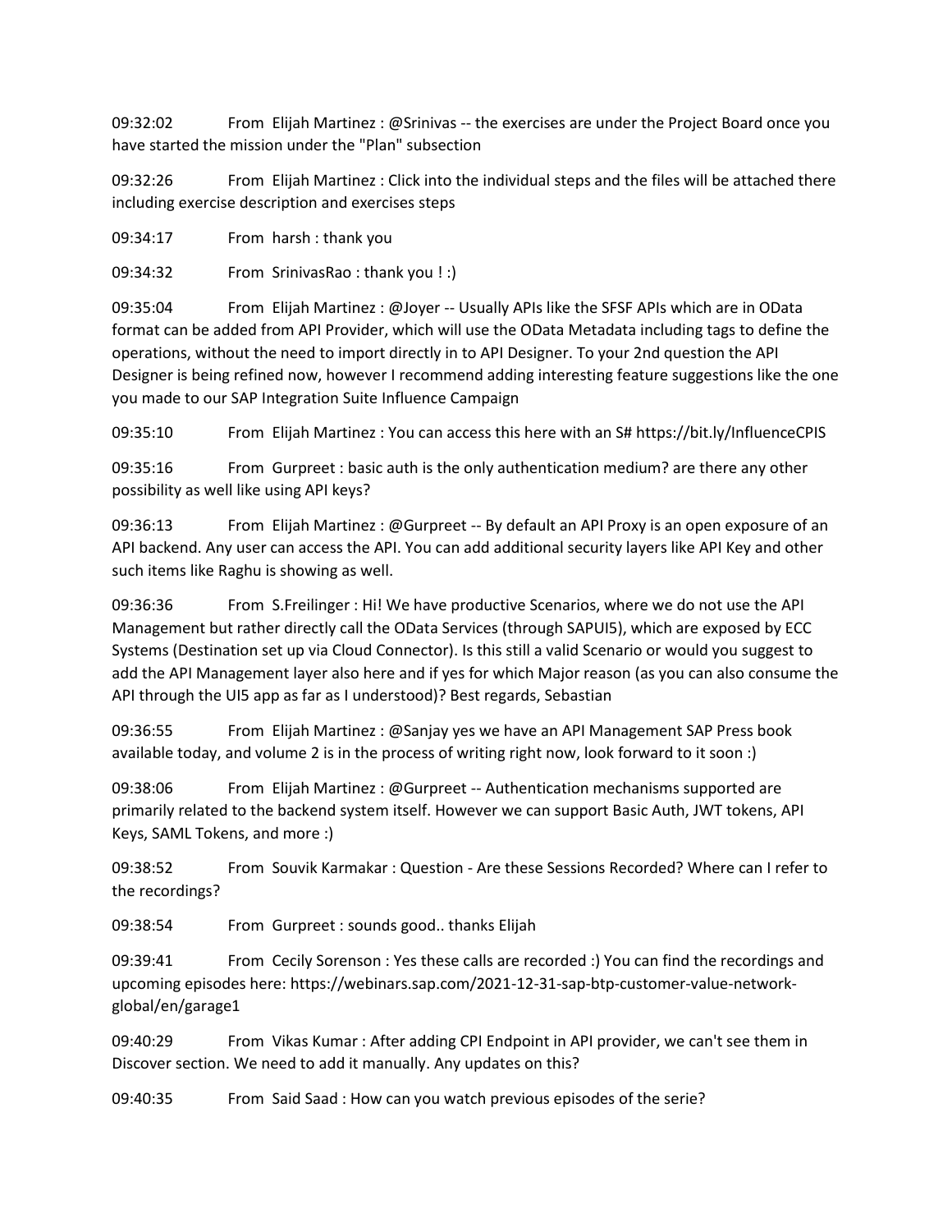09:32:02 From Elijah Martinez : @Srinivas -- the exercises are under the Project Board once you have started the mission under the "Plan" subsection

09:32:26 From Elijah Martinez : Click into the individual steps and the files will be attached there including exercise description and exercises steps

09:34:17 From harsh : thank you

09:34:32 From SrinivasRao : thank you ! :)

09:35:04 From Elijah Martinez : @Joyer -- Usually APIs like the SFSF APIs which are in OData format can be added from API Provider, which will use the OData Metadata including tags to define the operations, without the need to import directly in to API Designer. To your 2nd question the API Designer is being refined now, however I recommend adding interesting feature suggestions like the one you made to our SAP Integration Suite Influence Campaign

09:35:10 From Elijah Martinez : You can access this here with an S# https://bit.ly/InfluenceCPIS

09:35:16 From Gurpreet : basic auth is the only authentication medium? are there any other possibility as well like using API keys?

09:36:13 From Elijah Martinez : @Gurpreet -- By default an API Proxy is an open exposure of an API backend. Any user can access the API. You can add additional security layers like API Key and other such items like Raghu is showing as well.

09:36:36 From S.Freilinger : Hi! We have productive Scenarios, where we do not use the API Management but rather directly call the OData Services (through SAPUI5), which are exposed by ECC Systems (Destination set up via Cloud Connector). Is this still a valid Scenario or would you suggest to add the API Management layer also here and if yes for which Major reason (as you can also consume the API through the UI5 app as far as I understood)? Best regards, Sebastian

09:36:55 From Elijah Martinez : @Sanjay yes we have an API Management SAP Press book available today, and volume 2 is in the process of writing right now, look forward to it soon :)

09:38:06 From Elijah Martinez : @Gurpreet -- Authentication mechanisms supported are primarily related to the backend system itself. However we can support Basic Auth, JWT tokens, API Keys, SAML Tokens, and more :)

09:38:52 From Souvik Karmakar : Question - Are these Sessions Recorded? Where can I refer to the recordings?

09:38:54 From Gurpreet : sounds good.. thanks Elijah

09:39:41 From Cecily Sorenson : Yes these calls are recorded :) You can find the recordings and upcoming episodes here: https://webinars.sap.com/2021-12-31-sap-btp-customer-value-network-global/en/garage1

09:40:29 From Vikas Kumar : After adding CPI Endpoint in API provider, we can't see them in Discover section. We need to add it manually. Any updates on this?

09:40:35 From Said Saad : How can you watch previous episodes of the serie?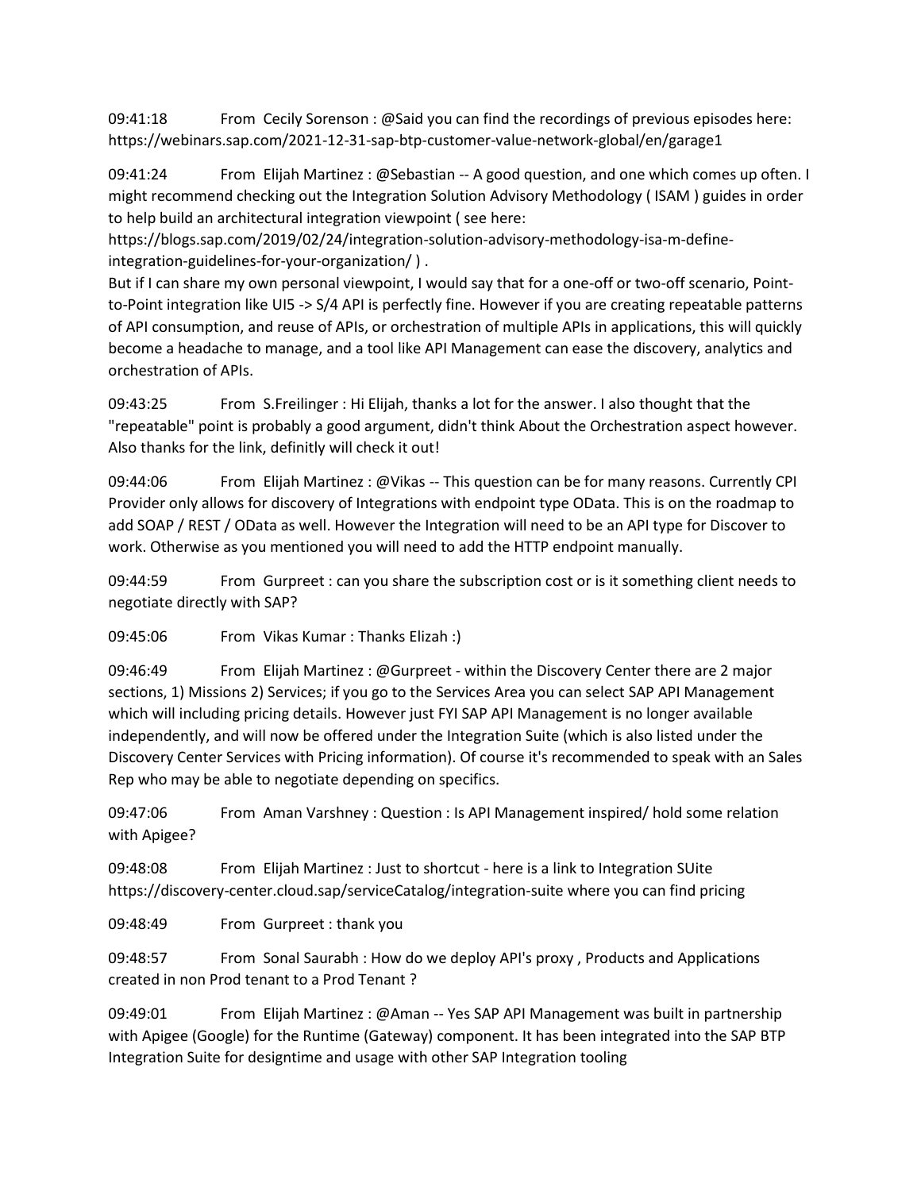09:41:18 From Cecily Sorenson : @Said you can find the recordings of previous episodes here: https://webinars.sap.com/2021-12-31-sap-btp-customer-value-network-global/en/garage1

09:41:24 From Elijah Martinez : @Sebastian -- A good question, and one which comes up often. I might recommend checking out the Integration Solution Advisory Methodology ( ISAM ) guides in order to help build an architectural integration viewpoint ( see here: https://blogs.sap.com/2019/02/24/integration-solution-advisory-methodology-isa-m-define-integration-guidelines-for-your-organization/ ).
But if I can share my own personal viewpoint, I would say that for a one-off or two-off scenario, Point-to-Point integration like UI5 -> S/4 API is perfectly fine. However if you are creating repeatable patterns of API consumption, and reuse of APIs, or orchestration of multiple APIs in applications, this will quickly become a headache to manage, and a tool like API Management can ease the discovery, analytics and orchestration of APIs.

09:43:25 From S.Freilinger : Hi Elijah, thanks a lot for the answer. I also thought that the "repeatable" point is probably a good argument, didn't think About the Orchestration aspect however. Also thanks for the link, definitly will check it out!

09:44:06 From Elijah Martinez : @Vikas -- This question can be for many reasons. Currently CPI Provider only allows for discovery of Integrations with endpoint type OData. This is on the roadmap to add SOAP / REST / OData as well. However the Integration will need to be an API type for Discover to work. Otherwise as you mentioned you will need to add the HTTP endpoint manually.

09:44:59 From Gurpreet : can you share the subscription cost or is it something client needs to negotiate directly with SAP?

09:45:06 From Vikas Kumar : Thanks Elizah :)

09:46:49 From Elijah Martinez : @Gurpreet - within the Discovery Center there are 2 major sections, 1) Missions 2) Services; if you go to the Services Area you can select SAP API Management which will including pricing details. However just FYI SAP API Management is no longer available independently, and will now be offered under the Integration Suite (which is also listed under the Discovery Center Services with Pricing information). Of course it's recommended to speak with an Sales Rep who may be able to negotiate depending on specifics.

09:47:06 From Aman Varshney : Question : Is API Management inspired/ hold some relation with Apigee?

09:48:08 From Elijah Martinez : Just to shortcut - here is a link to Integration SUite https://discovery-center.cloud.sap/serviceCatalog/integration-suite where you can find pricing

09:48:49 From Gurpreet : thank you

09:48:57 From Sonal Saurabh : How do we deploy API's proxy , Products and Applications created in non Prod tenant to a Prod Tenant ?

09:49:01 From Elijah Martinez : @Aman -- Yes SAP API Management was built in partnership with Apigee (Google) for the Runtime (Gateway) component. It has been integrated into the SAP BTP Integration Suite for designtime and usage with other SAP Integration tooling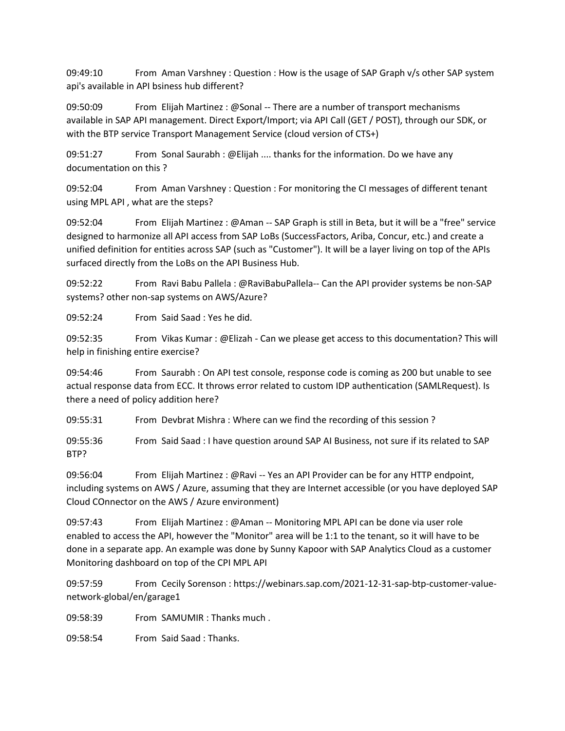09:49:10 From Aman Varshney : Question : How is the usage of SAP Graph v/s other SAP system api's available in API bsiness hub different?

09:50:09 From Elijah Martinez : @Sonal -- There are a number of transport mechanisms available in SAP API management. Direct Export/Import; via API Call (GET / POST), through our SDK, or with the BTP service Transport Management Service (cloud version of CTS+)

09:51:27 From Sonal Saurabh : @Elijah .... thanks for the information. Do we have any documentation on this ?

09:52:04 From Aman Varshney : Question : For monitoring the CI messages of different tenant using MPL API , what are the steps?

09:52:04 From Elijah Martinez : @Aman -- SAP Graph is still in Beta, but it will be a "free" service designed to harmonize all API access from SAP LoBs (SuccessFactors, Ariba, Concur, etc.) and create a unified definition for entities across SAP (such as "Customer"). It will be a layer living on top of the APIs surfaced directly from the LoBs on the API Business Hub.

09:52:22 From Ravi Babu Pallela : @RaviBabuPallela-- Can the API provider systems be non-SAP systems? other non-sap systems on AWS/Azure?

09:52:24 From Said Saad : Yes he did.

09:52:35 From Vikas Kumar : @Elizah - Can we please get access to this documentation? This will help in finishing entire exercise?

09:54:46 From Saurabh : On API test console, response code is coming as 200 but unable to see actual response data from ECC. It throws error related to custom IDP authentication (SAMLRequest). Is there a need of policy addition here?

09:55:31 From Devbrat Mishra : Where can we find the recording of this session ?

09:55:36 From Said Saad : I have question around SAP AI Business, not sure if its related to SAP BTP?

09:56:04 From Elijah Martinez : @Ravi -- Yes an API Provider can be for any HTTP endpoint, including systems on AWS / Azure, assuming that they are Internet accessible (or you have deployed SAP Cloud COnnector on the AWS / Azure environment)

09:57:43 From Elijah Martinez : @Aman -- Monitoring MPL API can be done via user role enabled to access the API, however the "Monitor" area will be 1:1 to the tenant, so it will have to be done in a separate app. An example was done by Sunny Kapoor with SAP Analytics Cloud as a customer Monitoring dashboard on top of the CPI MPL API

09:57:59 From Cecily Sorenson : https://webinars.sap.com/2021-12-31-sap-btp-customer-value-network-global/en/garage1

09:58:39 From SAMUMIR : Thanks much .

09:58:54 From Said Saad : Thanks.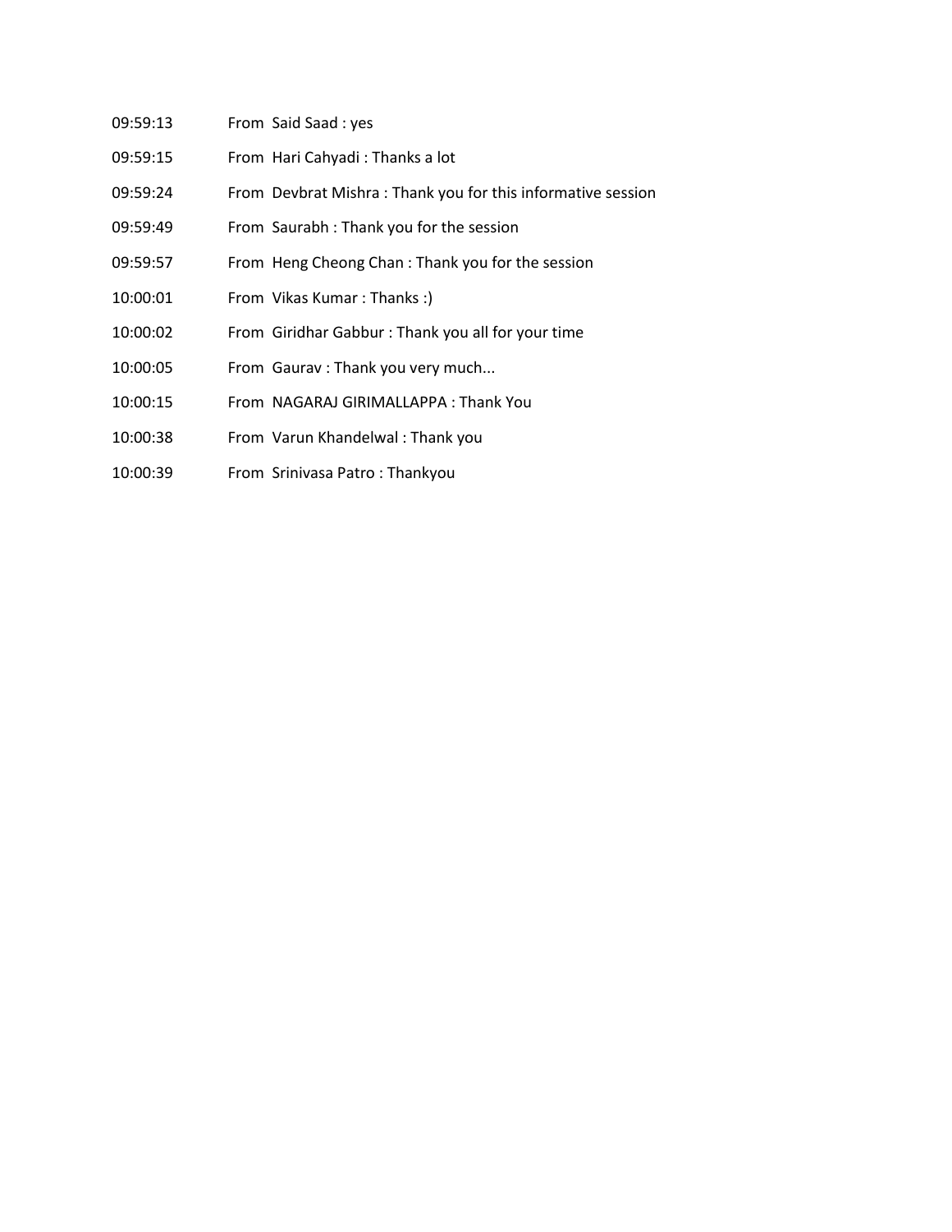09:59:13 From Said Saad : yes

09:59:15 From Hari Cahyadi : Thanks a lot

09:59:24 From Devbrat Mishra : Thank you for this informative session

09:59:49 From Saurabh : Thank you for the session

09:59:57 From Heng Cheong Chan : Thank you for the session

10:00:01 From Vikas Kumar : Thanks :)

10:00:02 From Giridhar Gabbur : Thank you all for your time

10:00:05 From Gaurav : Thank you very much...

10:00:15 From NAGARAJ GIRIMALLAPPA : Thank You

10:00:38 From Varun Khandelwal : Thank you

10:00:39 From Srinivasa Patro : Thankyou